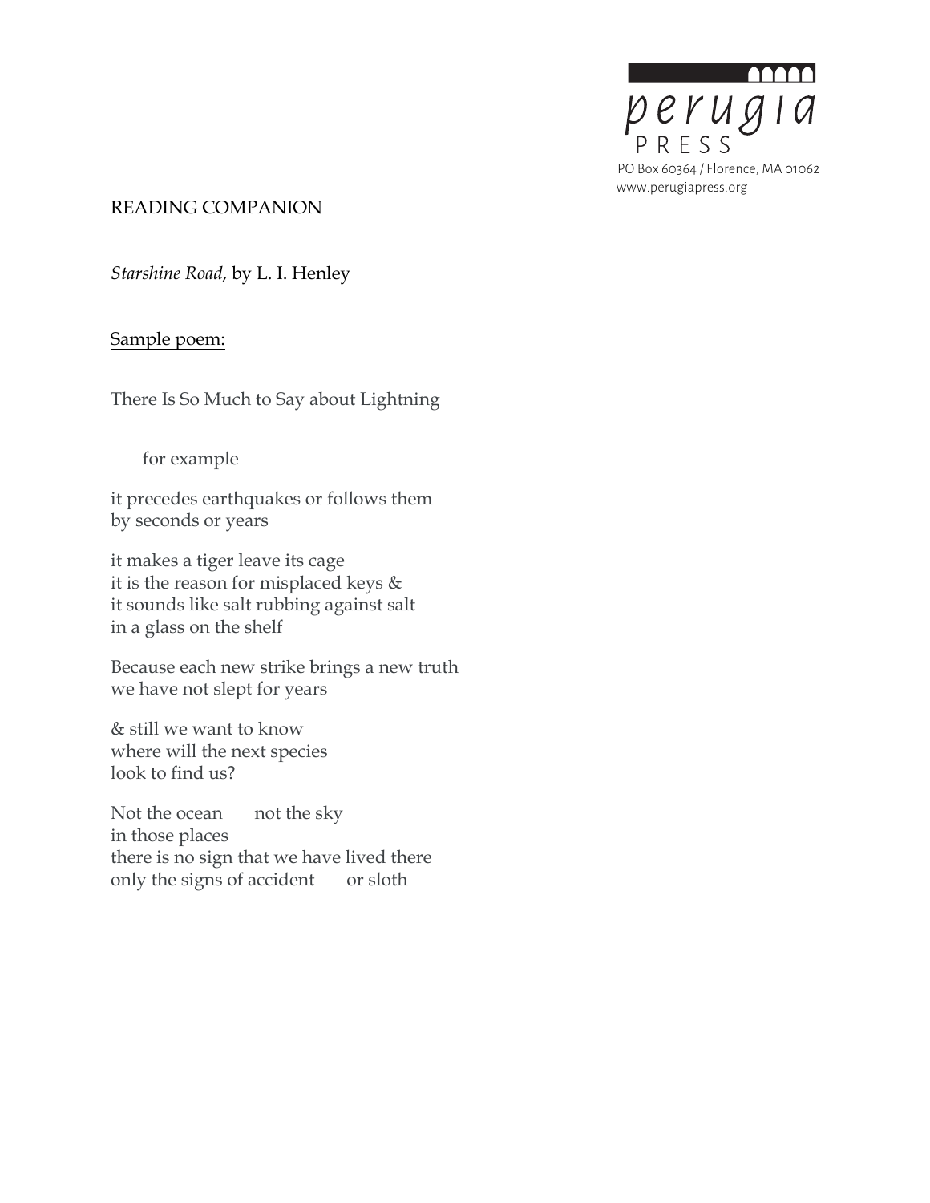perugia PRESS

PO Box 60364 / Florence, MA 01062
www.perugiapress.org

READING COMPANION

*Starshine Road,* by L. I. Henley

Sample poem:

There Is So Much to Say about Lightning

for example

it precedes earthquakes or follows them
by seconds or years

it makes a tiger leave its cage
it is the reason for misplaced keys &
it sounds like salt rubbing against salt
in a glass on the shelf

Because each new strike brings a new truth
we have not slept for years

& still we want to know
where will the next species
look to find us?

Not the ocean      not the sky
in those places
there is no sign that we have lived there
only the signs of accident      or sloth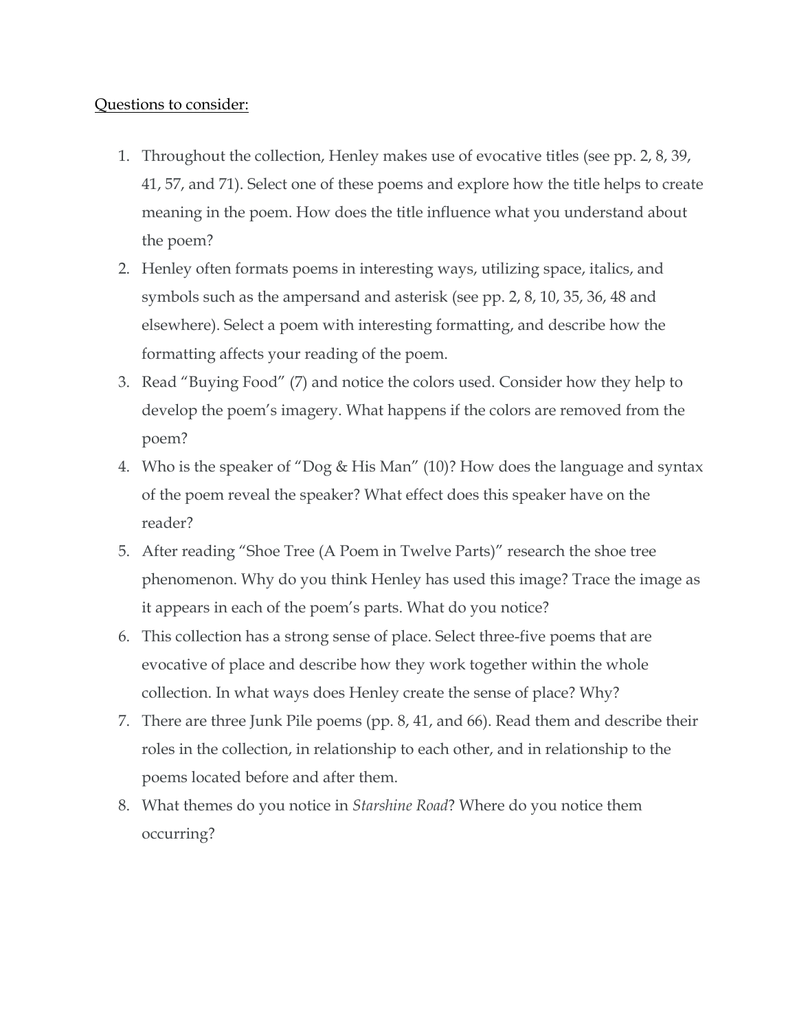<u>Questions to consider:</u>

1. Throughout the collection, Henley makes use of evocative titles (see pp. 2, 8, 39, 41, 57, and 71). Select one of these poems and explore how the title helps to create meaning in the poem. How does the title influence what you understand about the poem?
2. Henley often formats poems in interesting ways, utilizing space, italics, and symbols such as the ampersand and asterisk (see pp. 2, 8, 10, 35, 36, 48 and elsewhere). Select a poem with interesting formatting, and describe how the formatting affects your reading of the poem.
3. Read "Buying Food" (7) and notice the colors used. Consider how they help to develop the poem's imagery. What happens if the colors are removed from the poem?
4. Who is the speaker of "Dog & His Man" (10)? How does the language and syntax of the poem reveal the speaker? What effect does this speaker have on the reader?
5. After reading "Shoe Tree (A Poem in Twelve Parts)" research the shoe tree phenomenon. Why do you think Henley has used this image? Trace the image as it appears in each of the poem's parts. What do you notice?
6. This collection has a strong sense of place. Select three-five poems that are evocative of place and describe how they work together within the whole collection. In what ways does Henley create the sense of place? Why?
7. There are three Junk Pile poems (pp. 8, 41, and 66). Read them and describe their roles in the collection, in relationship to each other, and in relationship to the poems located before and after them.
8. What themes do you notice in *Starshine Road*? Where do you notice them occurring?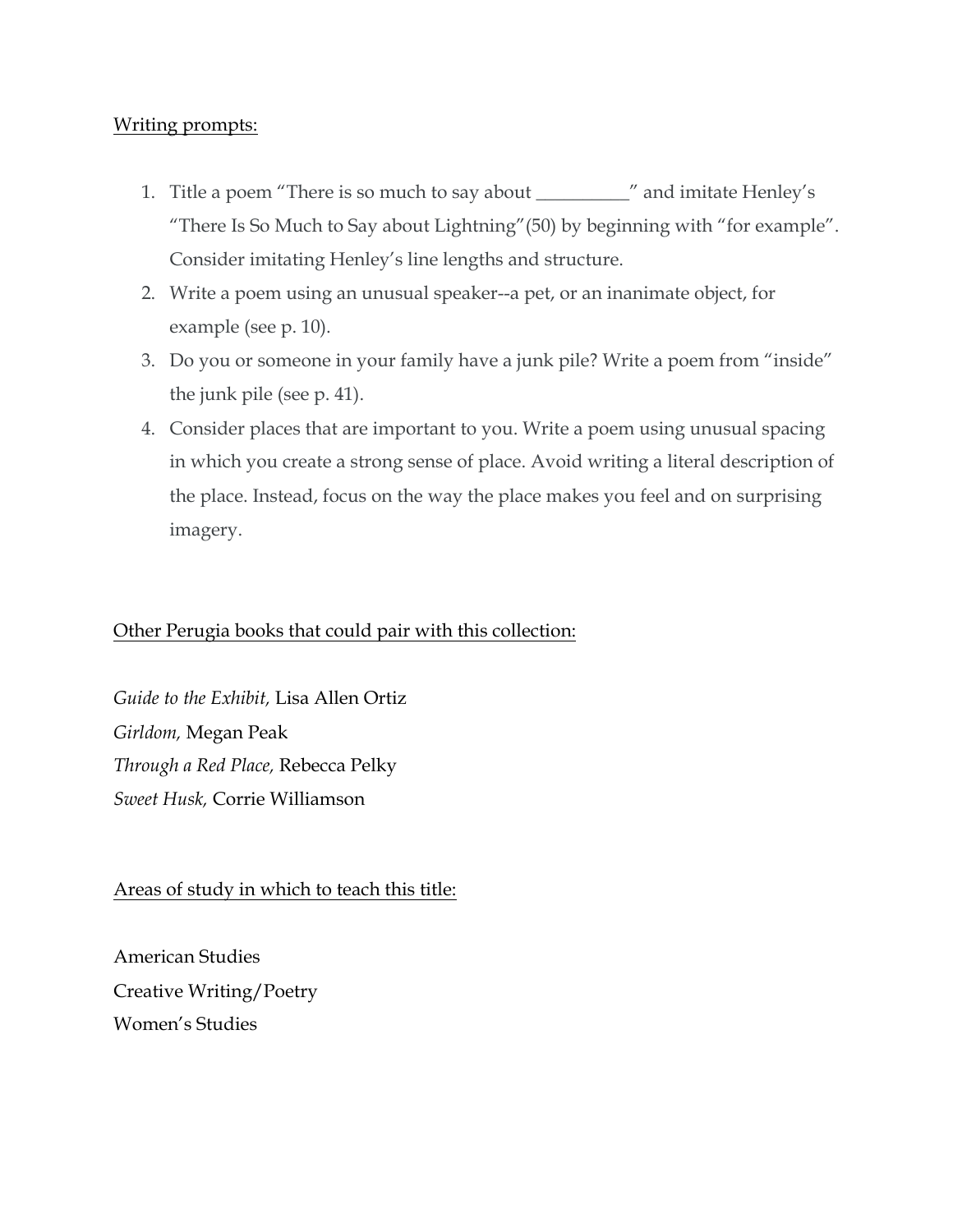## Writing prompts:

1. Title a poem "There is so much to say about __________" and imitate Henley's "There Is So Much to Say about Lightning"(50) by beginning with "for example". Consider imitating Henley's line lengths and structure.
2. Write a poem using an unusual speaker--a pet, or an inanimate object, for example (see p. 10).
3. Do you or someone in your family have a junk pile? Write a poem from "inside" the junk pile (see p. 41).
4. Consider places that are important to you. Write a poem using unusual spacing in which you create a strong sense of place. Avoid writing a literal description of the place. Instead, focus on the way the place makes you feel and on surprising imagery.

## Other Perugia books that could pair with this collection:

*Guide to the Exhibit,* Lisa Allen Ortiz
*Girldom,* Megan Peak
*Through a Red Place,* Rebecca Pelky
*Sweet Husk,* Corrie Williamson

## Areas of study in which to teach this title:

American Studies
Creative Writing/Poetry
Women's Studies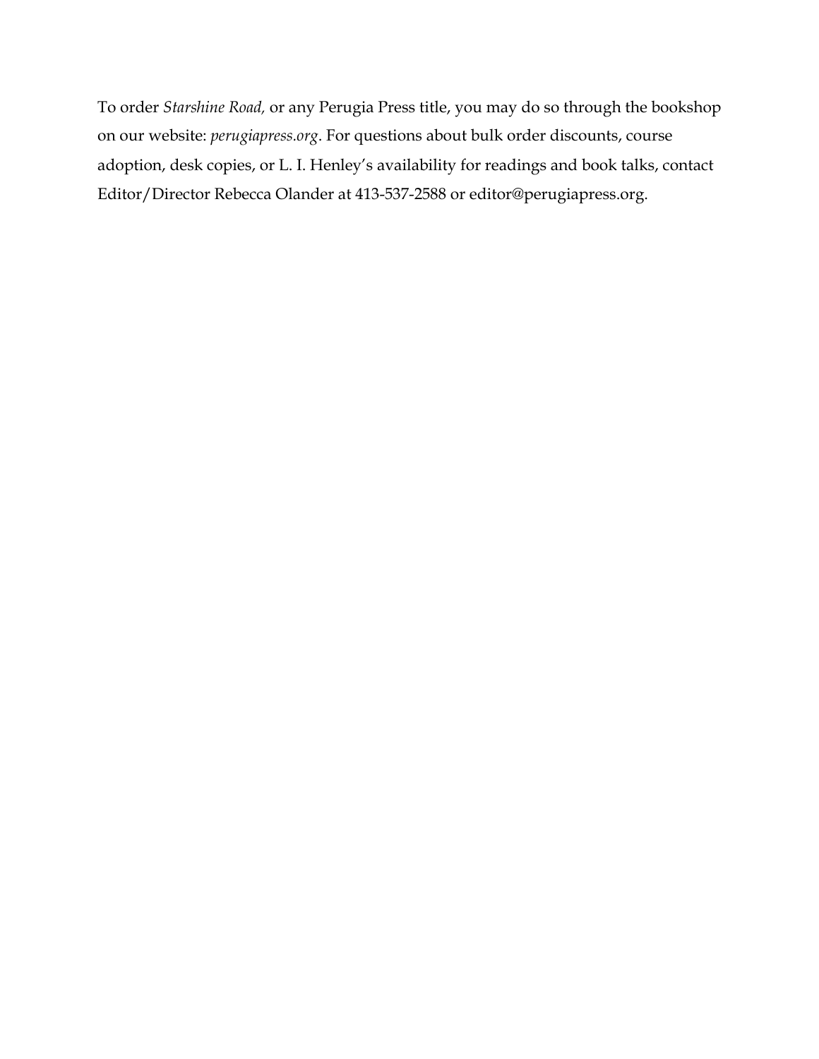To order *Starshine Road,* or any Perugia Press title, you may do so through the bookshop on our website: *perugiapress.org*. For questions about bulk order discounts, course adoption, desk copies, or L. I. Henley's availability for readings and book talks, contact Editor/Director Rebecca Olander at 413-537-2588 or editor@perugiapress.org.